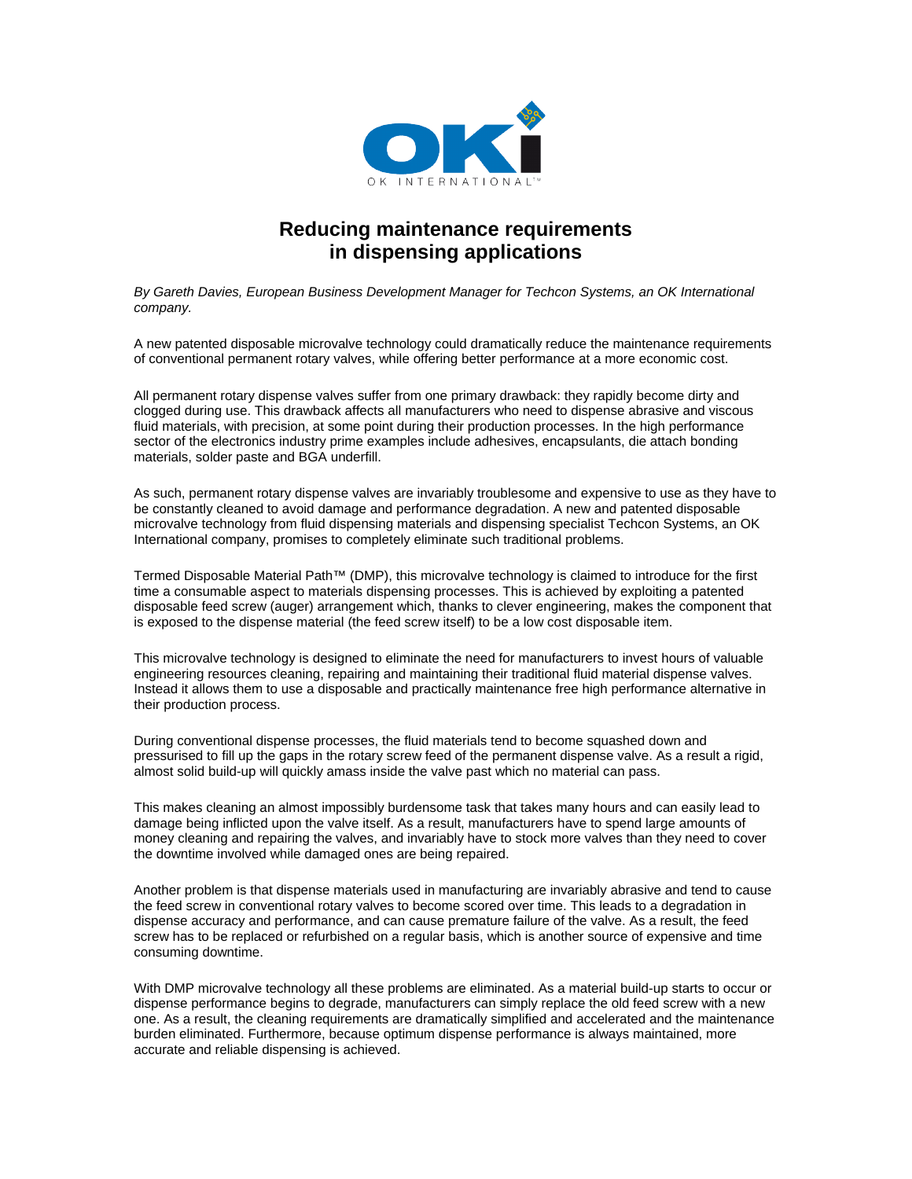OK INTERNATIONAL™

# Reducing maintenance requirements in dispensing applications

*By Gareth Davies, European Business Development Manager for Techcon Systems, an OK International company.*

A new patented disposable microvalve technology could dramatically reduce the maintenance requirements of conventional permanent rotary valves, while offering better performance at a more economic cost.

All permanent rotary dispense valves suffer from one primary drawback: they rapidly become dirty and clogged during use. This drawback affects all manufacturers who need to dispense abrasive and viscous fluid materials, with precision, at some point during their production processes. In the high performance sector of the electronics industry prime examples include adhesives, encapsulants, die attach bonding materials, solder paste and BGA underfill.

As such, permanent rotary dispense valves are invariably troublesome and expensive to use as they have to be constantly cleaned to avoid damage and performance degradation. A new and patented disposable microvalve technology from fluid dispensing materials and dispensing specialist Techcon Systems, an OK International company, promises to completely eliminate such traditional problems.

Termed Disposable Material Path™ (DMP), this microvalve technology is claimed to introduce for the first time a consumable aspect to materials dispensing processes. This is achieved by exploiting a patented disposable feed screw (auger) arrangement which, thanks to clever engineering, makes the component that is exposed to the dispense material (the feed screw itself) to be a low cost disposable item.

This microvalve technology is designed to eliminate the need for manufacturers to invest hours of valuable engineering resources cleaning, repairing and maintaining their traditional fluid material dispense valves. Instead it allows them to use a disposable and practically maintenance free high performance alternative in their production process.

During conventional dispense processes, the fluid materials tend to become squashed down and pressurised to fill up the gaps in the rotary screw feed of the permanent dispense valve. As a result a rigid, almost solid build-up will quickly amass inside the valve past which no material can pass.

This makes cleaning an almost impossibly burdensome task that takes many hours and can easily lead to damage being inflicted upon the valve itself. As a result, manufacturers have to spend large amounts of money cleaning and repairing the valves, and invariably have to stock more valves than they need to cover the downtime involved while damaged ones are being repaired.

Another problem is that dispense materials used in manufacturing are invariably abrasive and tend to cause the feed screw in conventional rotary valves to become scored over time. This leads to a degradation in dispense accuracy and performance, and can cause premature failure of the valve. As a result, the feed screw has to be replaced or refurbished on a regular basis, which is another source of expensive and time consuming downtime.

With DMP microvalve technology all these problems are eliminated. As a material build-up starts to occur or dispense performance begins to degrade, manufacturers can simply replace the old feed screw with a new one. As a result, the cleaning requirements are dramatically simplified and accelerated and the maintenance burden eliminated. Furthermore, because optimum dispense performance is always maintained, more accurate and reliable dispensing is achieved.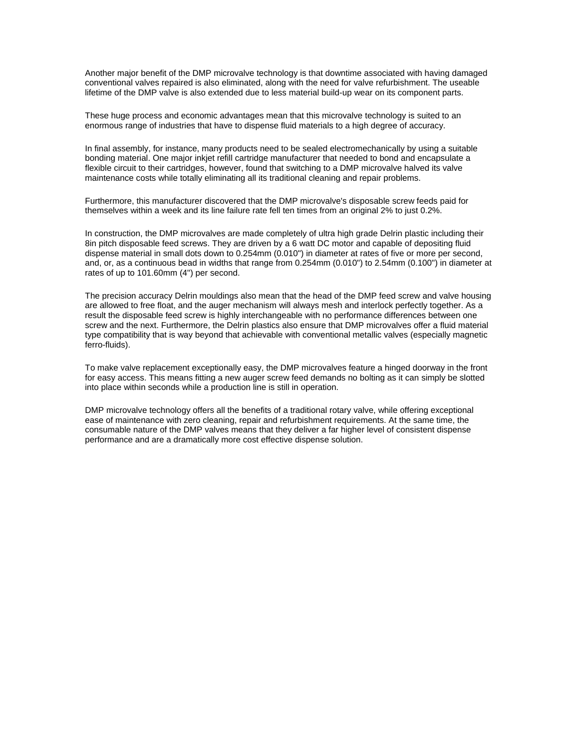Another major benefit of the DMP microvalve technology is that downtime associated with having damaged conventional valves repaired is also eliminated, along with the need for valve refurbishment. The useable lifetime of the DMP valve is also extended due to less material build-up wear on its component parts.

These huge process and economic advantages mean that this microvalve technology is suited to an enormous range of industries that have to dispense fluid materials to a high degree of accuracy.

In final assembly, for instance, many products need to be sealed electromechanically by using a suitable bonding material. One major inkjet refill cartridge manufacturer that needed to bond and encapsulate a flexible circuit to their cartridges, however, found that switching to a DMP microvalve halved its valve maintenance costs while totally eliminating all its traditional cleaning and repair problems.

Furthermore, this manufacturer discovered that the DMP microvalve's disposable screw feeds paid for themselves within a week and its line failure rate fell ten times from an original 2% to just 0.2%.

In construction, the DMP microvalves are made completely of ultra high grade Delrin plastic including their 8in pitch disposable feed screws. They are driven by a 6 watt DC motor and capable of depositing fluid dispense material in small dots down to 0.254mm (0.010") in diameter at rates of five or more per second, and, or, as a continuous bead in widths that range from 0.254mm (0.010") to 2.54mm (0.100") in diameter at rates of up to 101.60mm (4") per second.

The precision accuracy Delrin mouldings also mean that the head of the DMP feed screw and valve housing are allowed to free float, and the auger mechanism will always mesh and interlock perfectly together. As a result the disposable feed screw is highly interchangeable with no performance differences between one screw and the next. Furthermore, the Delrin plastics also ensure that DMP microvalves offer a fluid material type compatibility that is way beyond that achievable with conventional metallic valves (especially magnetic ferro-fluids).

To make valve replacement exceptionally easy, the DMP microvalves feature a hinged doorway in the front for easy access. This means fitting a new auger screw feed demands no bolting as it can simply be slotted into place within seconds while a production line is still in operation.

DMP microvalve technology offers all the benefits of a traditional rotary valve, while offering exceptional ease of maintenance with zero cleaning, repair and refurbishment requirements. At the same time, the consumable nature of the DMP valves means that they deliver a far higher level of consistent dispense performance and are a dramatically more cost effective dispense solution.